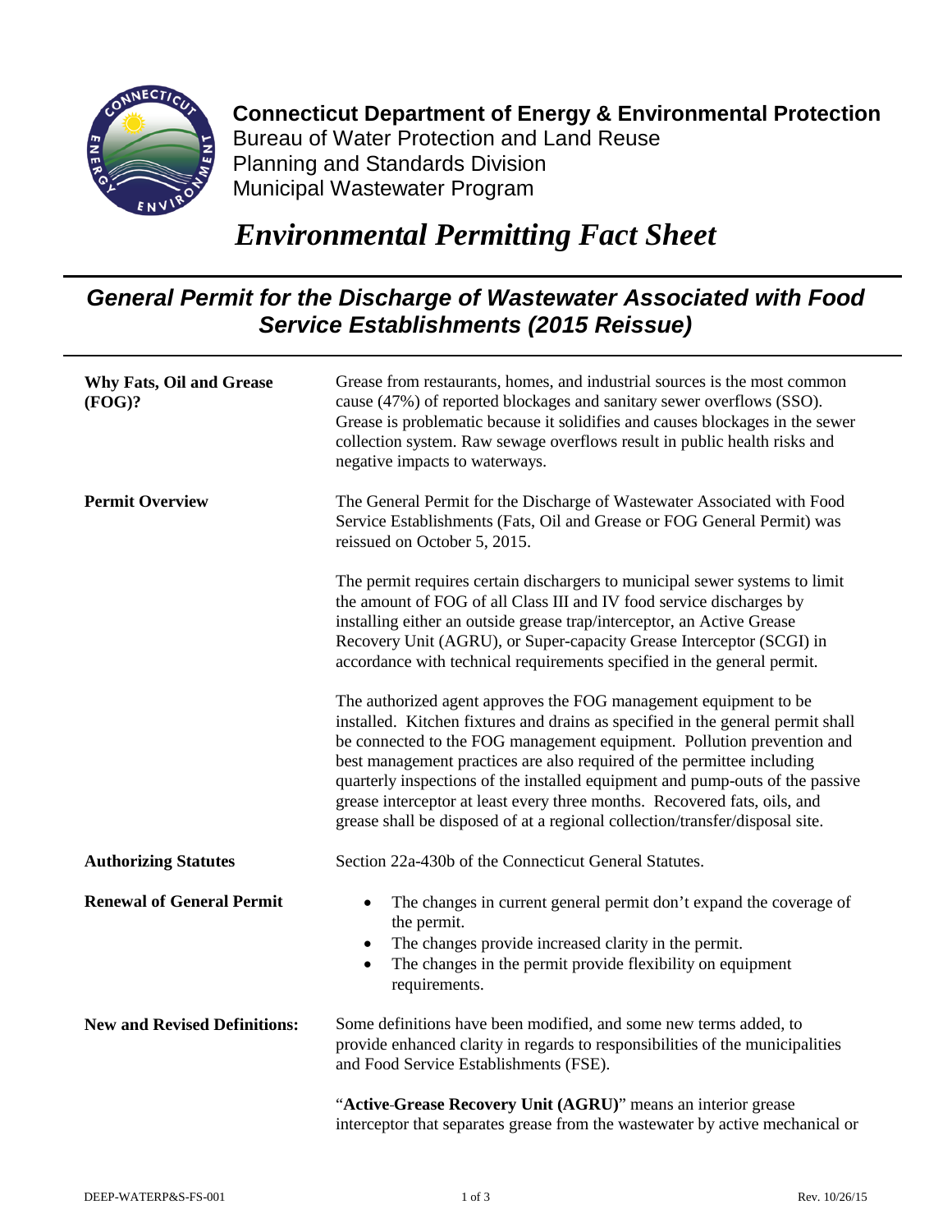**Connecticut Department of Energy & Environmental Protection**
Bureau of Water Protection and Land Reuse
Planning and Standards Division
Municipal Wastewater Program

# *Environmental Permitting Fact Sheet*

## *General Permit for the Discharge of Wastewater Associated with Food Service Establishments (2015 Reissue)*

**Why Fats, Oil and Grease (FOG)?**

Grease from restaurants, homes, and industrial sources is the most common cause (47%) of reported blockages and sanitary sewer overflows (SSO). Grease is problematic because it solidifies and causes blockages in the sewer collection system. Raw sewage overflows result in public health risks and negative impacts to waterways.

**Permit Overview**

The General Permit for the Discharge of Wastewater Associated with Food Service Establishments (Fats, Oil and Grease or FOG General Permit) was reissued on October 5, 2015.

The permit requires certain dischargers to municipal sewer systems to limit the amount of FOG of all Class III and IV food service discharges by installing either an outside grease trap/interceptor, an Active Grease Recovery Unit (AGRU), or Super-capacity Grease Interceptor (SCGI) in accordance with technical requirements specified in the general permit.

The authorized agent approves the FOG management equipment to be installed. Kitchen fixtures and drains as specified in the general permit shall be connected to the FOG management equipment. Pollution prevention and best management practices are also required of the permittee including quarterly inspections of the installed equipment and pump-outs of the passive grease interceptor at least every three months. Recovered fats, oils, and grease shall be disposed of at a regional collection/transfer/disposal site.

**Authorizing Statutes**

Section 22a-430b of the Connecticut General Statutes.

**Renewal of General Permit**

- The changes in current general permit don't expand the coverage of the permit.
- The changes provide increased clarity in the permit.
- The changes in the permit provide flexibility on equipment requirements.

**New and Revised Definitions:**

Some definitions have been modified, and some new terms added, to provide enhanced clarity in regards to responsibilities of the municipalities and Food Service Establishments (FSE).

"**Active-Grease Recovery Unit (AGRU)**" means an interior grease interceptor that separates grease from the wastewater by active mechanical or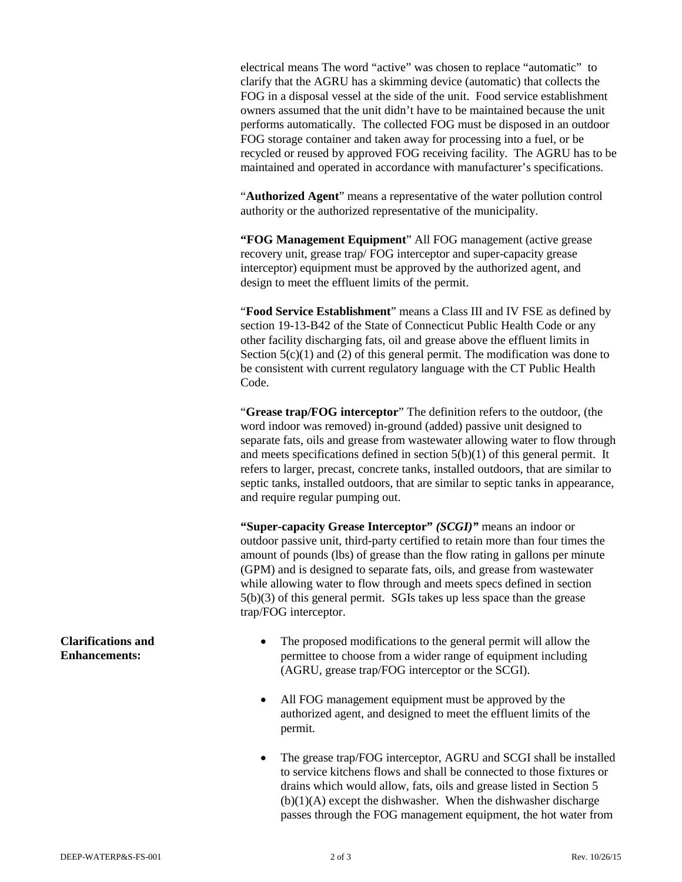electrical means The word "active" was chosen to replace "automatic" to clarify that the AGRU has a skimming device (automatic) that collects the FOG in a disposal vessel at the side of the unit. Food service establishment owners assumed that the unit didn't have to be maintained because the unit performs automatically. The collected FOG must be disposed in an outdoor FOG storage container and taken away for processing into a fuel, or be recycled or reused by approved FOG receiving facility. The AGRU has to be maintained and operated in accordance with manufacturer's specifications.

"**Authorized Agent**" means a representative of the water pollution control authority or the authorized representative of the municipality.

**"FOG Management Equipment**" All FOG management (active grease recovery unit, grease trap/ FOG interceptor and super-capacity grease interceptor) equipment must be approved by the authorized agent, and design to meet the effluent limits of the permit.

"**Food Service Establishment**" means a Class III and IV FSE as defined by section 19-13-B42 of the State of Connecticut Public Health Code or any other facility discharging fats, oil and grease above the effluent limits in Section 5(c)(1) and (2) of this general permit. The modification was done to be consistent with current regulatory language with the CT Public Health Code.

"**Grease trap/FOG interceptor**" The definition refers to the outdoor, (the word indoor was removed) in-ground (added) passive unit designed to separate fats, oils and grease from wastewater allowing water to flow through and meets specifications defined in section 5(b)(1) of this general permit. It refers to larger, precast, concrete tanks, installed outdoors, that are similar to septic tanks, installed outdoors, that are similar to septic tanks in appearance, and require regular pumping out.

**"Super-capacity Grease Interceptor"** ***(SCGI)"*** means an indoor or outdoor passive unit, third-party certified to retain more than four times the amount of pounds (lbs) of grease than the flow rating in gallons per minute (GPM) and is designed to separate fats, oils, and grease from wastewater while allowing water to flow through and meets specs defined in section 5(b)(3) of this general permit. SGIs takes up less space than the grease trap/FOG interceptor.

**Clarifications and Enhancements:**

- The proposed modifications to the general permit will allow the permittee to choose from a wider range of equipment including (AGRU, grease trap/FOG interceptor or the SCGI).
- All FOG management equipment must be approved by the authorized agent, and designed to meet the effluent limits of the permit.
- The grease trap/FOG interceptor, AGRU and SCGI shall be installed to service kitchens flows and shall be connected to those fixtures or drains which would allow, fats, oils and grease listed in Section 5 (b)(1)(A) except the dishwasher. When the dishwasher discharge passes through the FOG management equipment, the hot water from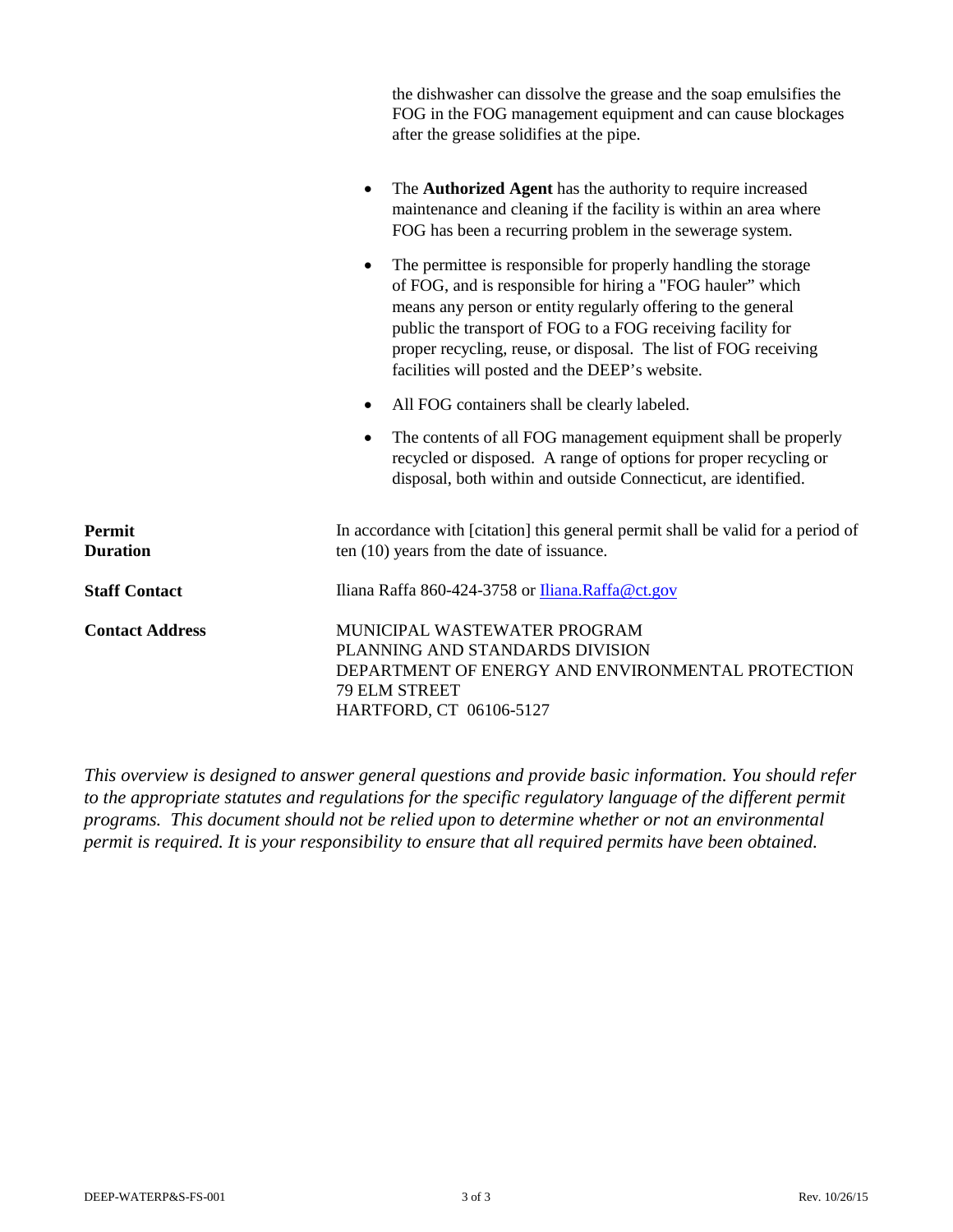the dishwasher can dissolve the grease and the soap emulsifies the FOG in the FOG management equipment and can cause blockages after the grease solidifies at the pipe.

- The **Authorized Agent** has the authority to require increased maintenance and cleaning if the facility is within an area where FOG has been a recurring problem in the sewerage system.
- The permittee is responsible for properly handling the storage of FOG, and is responsible for hiring a "FOG hauler" which means any person or entity regularly offering to the general public the transport of FOG to a FOG receiving facility for proper recycling, reuse, or disposal. The list of FOG receiving facilities will posted and the DEEP's website.
- All FOG containers shall be clearly labeled.
- The contents of all FOG management equipment shall be properly recycled or disposed. A range of options for proper recycling or disposal, both within and outside Connecticut, are identified.

**Permit Duration**

In accordance with [citation] this general permit shall be valid for a period of ten (10) years from the date of issuance.

**Staff Contact**

Iliana Raffa 860-424-3758 or Iliana.Raffa@ct.gov

**Contact Address**

MUNICIPAL WASTEWATER PROGRAM
PLANNING AND STANDARDS DIVISION
DEPARTMENT OF ENERGY AND ENVIRONMENTAL PROTECTION
79 ELM STREET
HARTFORD, CT 06106-5127

*This overview is designed to answer general questions and provide basic information. You should refer to the appropriate statutes and regulations for the specific regulatory language of the different permit programs. This document should not be relied upon to determine whether or not an environmental permit is required. It is your responsibility to ensure that all required permits have been obtained.*

DEEP-WATERP&S-FS-001 Rev. 10/26/15